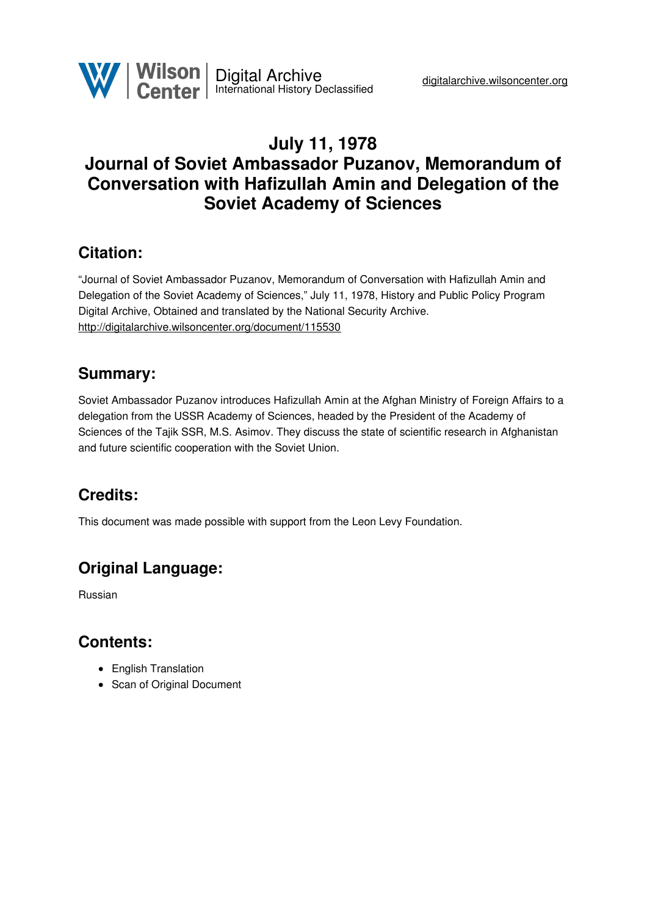# July 11, 1978
# Journal of Soviet Ambassador Puzanov, Memorandum of Conversation with Hafizullah Amin and Delegation of the Soviet Academy of Sciences

## Citation:

"Journal of Soviet Ambassador Puzanov, Memorandum of Conversation with Hafizullah Amin and Delegation of the Soviet Academy of Sciences," July 11, 1978, History and Public Policy Program Digital Archive, Obtained and translated by the National Security Archive. http://digitalarchive.wilsoncenter.org/document/115530

## Summary:

Soviet Ambassador Puzanov introduces Hafizullah Amin at the Afghan Ministry of Foreign Affairs to a delegation from the USSR Academy of Sciences, headed by the President of the Academy of Sciences of the Tajik SSR, M.S. Asimov. They discuss the state of scientific research in Afghanistan and future scientific cooperation with the Soviet Union.

## Credits:

This document was made possible with support from the Leon Levy Foundation.

## Original Language:

Russian

## Contents:

- English Translation
- Scan of Original Document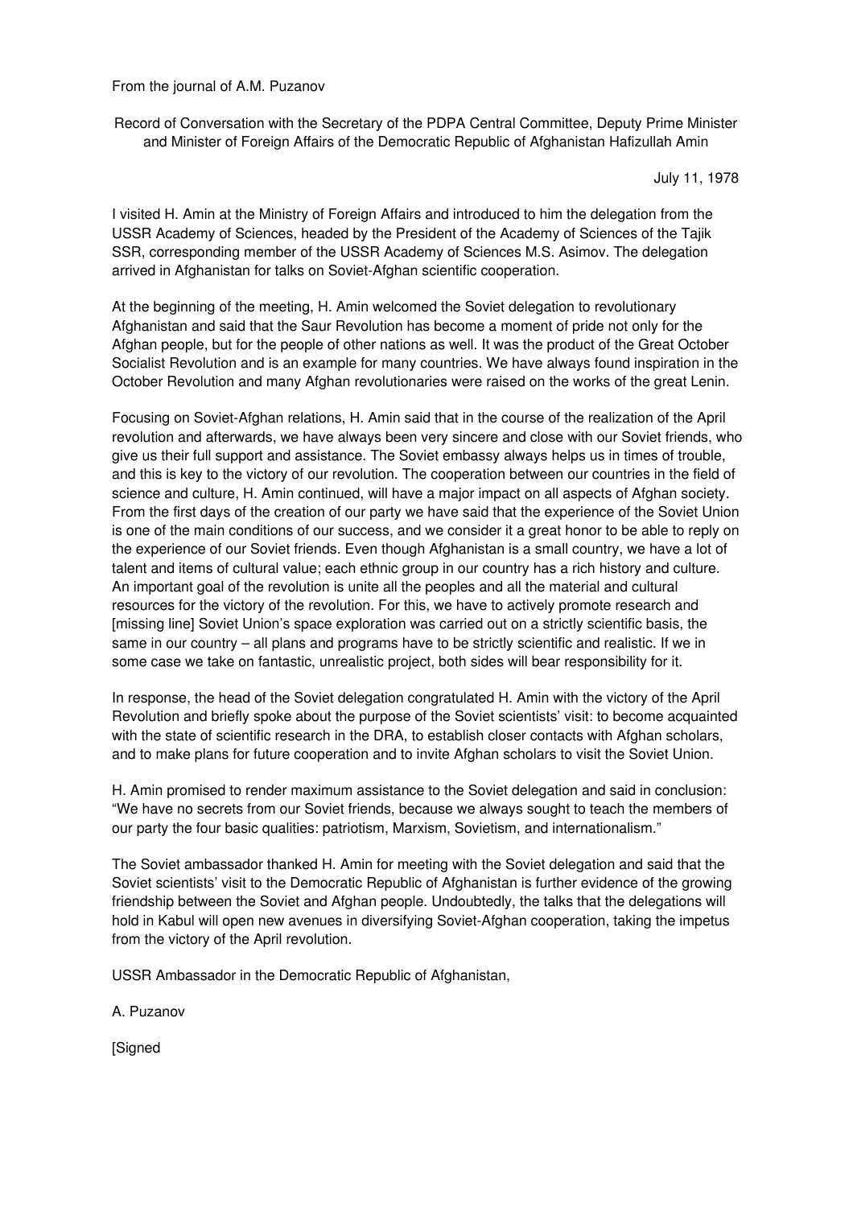From the journal of A.M. Puzanov

Record of Conversation with the Secretary of the PDPA Central Committee, Deputy Prime Minister and Minister of Foreign Affairs of the Democratic Republic of Afghanistan Hafizullah Amin

July 11, 1978

I visited H. Amin at the Ministry of Foreign Affairs and introduced to him the delegation from the USSR Academy of Sciences, headed by the President of the Academy of Sciences of the Tajik SSR, corresponding member of the USSR Academy of Sciences M.S. Asimov. The delegation arrived in Afghanistan for talks on Soviet-Afghan scientific cooperation.

At the beginning of the meeting, H. Amin welcomed the Soviet delegation to revolutionary Afghanistan and said that the Saur Revolution has become a moment of pride not only for the Afghan people, but for the people of other nations as well. It was the product of the Great October Socialist Revolution and is an example for many countries. We have always found inspiration in the October Revolution and many Afghan revolutionaries were raised on the works of the great Lenin.

Focusing on Soviet-Afghan relations, H. Amin said that in the course of the realization of the April revolution and afterwards, we have always been very sincere and close with our Soviet friends, who give us their full support and assistance. The Soviet embassy always helps us in times of trouble, and this is key to the victory of our revolution. The cooperation between our countries in the field of science and culture, H. Amin continued, will have a major impact on all aspects of Afghan society. From the first days of the creation of our party we have said that the experience of the Soviet Union is one of the main conditions of our success, and we consider it a great honor to be able to reply on the experience of our Soviet friends. Even though Afghanistan is a small country, we have a lot of talent and items of cultural value; each ethnic group in our country has a rich history and culture. An important goal of the revolution is unite all the peoples and all the material and cultural resources for the victory of the revolution. For this, we have to actively promote research and [missing line] Soviet Union's space exploration was carried out on a strictly scientific basis, the same in our country – all plans and programs have to be strictly scientific and realistic. If we in some case we take on fantastic, unrealistic project, both sides will bear responsibility for it.

In response, the head of the Soviet delegation congratulated H. Amin with the victory of the April Revolution and briefly spoke about the purpose of the Soviet scientists' visit: to become acquainted with the state of scientific research in the DRA, to establish closer contacts with Afghan scholars, and to make plans for future cooperation and to invite Afghan scholars to visit the Soviet Union.

H. Amin promised to render maximum assistance to the Soviet delegation and said in conclusion: "We have no secrets from our Soviet friends, because we always sought to teach the members of our party the four basic qualities: patriotism, Marxism, Sovietism, and internationalism."

The Soviet ambassador thanked H. Amin for meeting with the Soviet delegation and said that the Soviet scientists' visit to the Democratic Republic of Afghanistan is further evidence of the growing friendship between the Soviet and Afghan people. Undoubtedly, the talks that the delegations will hold in Kabul will open new avenues in diversifying Soviet-Afghan cooperation, taking the impetus from the victory of the April revolution.

USSR Ambassador in the Democratic Republic of Afghanistan,

A. Puzanov

[Signed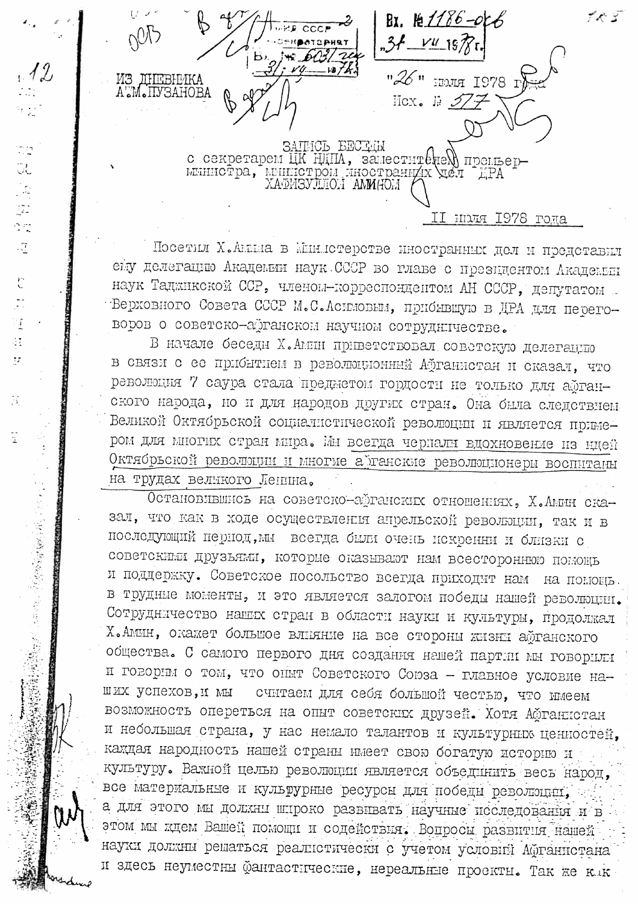ИЗ ДНЕВНИКА
А.М.ПУЗАНОВА

"26" июля 1978 года
Исх. № 577

Вх. № 1186-осб
"31" VII 1978 г.

## ЗАПИСЬ БЕСЕДЫ
### с секретарем ЦК НДПА, заместителем премьер-министра, министром иностранных дел ДРА ХАФИЗУЛЛОЙ АМИНОМ

11 июля 1978 года

Посетил Х.Амина в Министерстве иностранных дел и представил ему делегацию Академии наук СССР во главе с президентом Академии наук Таджикской ССР, членом-корреспондентом АН СССР, депутатом Верховного Совета СССР М.С.Асимовым, прибывшую в ДРА для переговоров о советско-афганском научном сотрудничестве.

В начале беседы Х.Амин приветствовал советскую делегацию в связи с ее прибытием в революционный Афганистан и сказал, что революция 7 саура стала предметом гордости не только для афганского народа, но и для народов других стран. Она была следствием Великой Октябрьской социалистической революции и является примером для многих стран мира. Мы всегда черпали вдохновение из идей Октябрьской революции и многие афганские революционеры воспитаны на трудах великого Ленина.

Остановившись на советско-афганских отношениях, Х.Амин сказал, что как в ходе осуществления апрельской революции, так и в последующий период,мы всегда были очень искренни и близки с советскими друзьями, которые оказывают нам всестороннюю помощь и поддержку. Советское посольство всегда приходит нам на помощь в трудные моменты, и это является залогом победы нашей революции. Сотрудничество наших стран в области науки и культуры, продолжал Х.Амин, окажет большое влияние на все стороны жизни афганского общества. С самого первого дня создания нашей партии мы говорили и говорим о том, что опыт Советского Союза - главное условие наших успехов,и мы считаем для себя большой честью, что имеем возможность опереться на опыт советских друзей. Хотя Афганистан и небольшая страна, у нас немало талантов и культурных ценностей, каждая народность нашей страны имеет свою богатую историю и культуру. Важной целью революции является объединить весь народ, все материальные и культурные ресурсы для победы революции, а для этого мы должны широко развивать научные исследования и в этом мы ждем Вашей помощи и содействия. Вопросы развития нашей науки должны решаться реалистически с учетом условий Афганистана и здесь неуместны фантастические, нереальные проекты. Так же как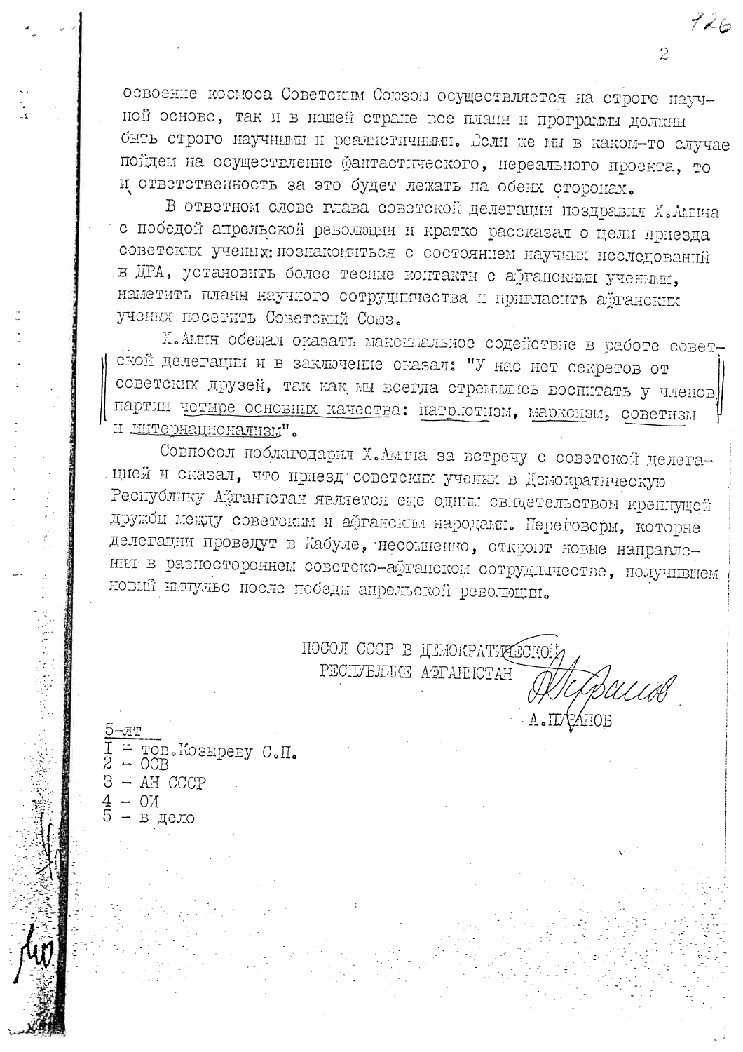освоение космоса Советским Союзом осуществляется на строго научной основе, так и в нашей стране все планы и программы должны быть строго научными и реалистичными. Если же мы в каком-то случае пойдем на осуществление фантастического, нереального проекта, то и ответственность за это будет лежать на обеих сторонах.

В ответном слове глава советской делегации поздравил Х.Амина с победой апрельской революции и кратко рассказал о цели приезда советских ученых: познакомиться с состоянием научных исследований в ДРА, установить более тесные контакты с афганскими учеными, наметить планы научного сотрудничества и пригласить афганских ученых посетить Советский Союз.

Х.Амин обещал оказать максимальное содействие в работе советской делегации и в заключение сказал: "У нас нет секретов от советских друзей, так как мы всегда стремились воспитать у членов партии четыре основных качества: патриотизм, марксизм, советизм и интернационализм".

Совпосол поблагодарил Х.Амина за встречу с советской делегацией и сказал, что приезд советских ученых в Демократическую Республику Афганистан является еще одним свидетельством крепнущей дружбы между советским и афганским народами. Переговоры, которые делегации проведут в Кабуле, несомненно, откроют новые направления в разностороннем советско-афганском сотрудничестве, получившем новый импульс после победы апрельской революции.

ПОСОЛ СССР В ДЕМОКРАТИЧЕСКОЙ
РЕСПУБЛИКЕ АФГАНИСТАН

А.ПУЗАНОВ

5-лт
1 - тов.Козыреву С.П.
2 - ОСВ
3 - АН СССР
4 - ОИ
5 - в дело